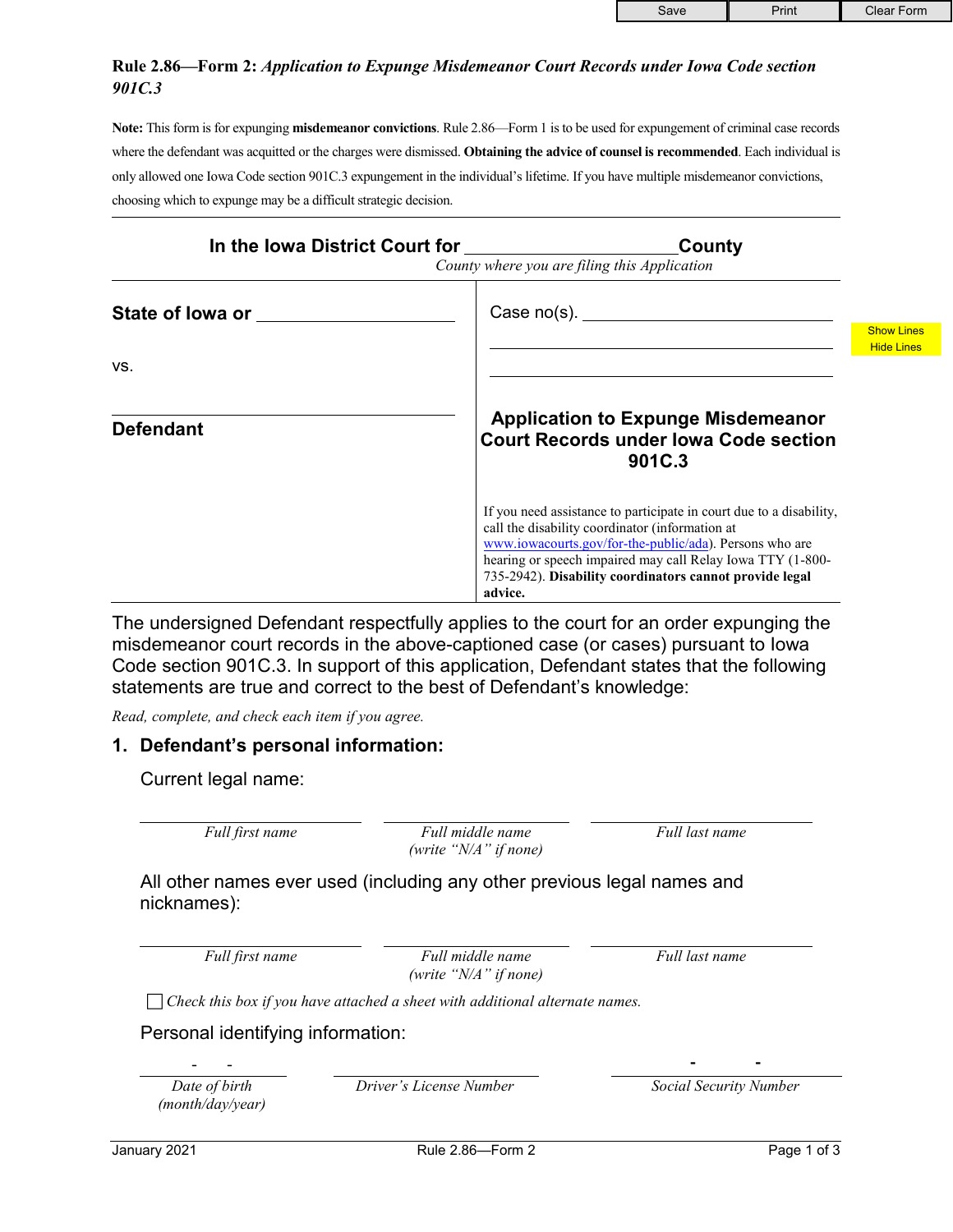**Rule 2.86—Form 2:** ***Application to Expunge Misdemeanor Court Records under Iowa Code section 901C.3***

**Note:** This form is for expunging **misdemeanor convictions**. Rule 2.86—Form 1 is to be used for expungement of criminal case records where the defendant was acquitted or the charges were dismissed. **Obtaining the advice of counsel is recommended**. Each individual is only allowed one Iowa Code section 901C.3 expungement in the individual's lifetime. If you have multiple misdemeanor convictions, choosing which to expunge may be a difficult strategic decision.

---

**In the Iowa District Court for ______________________ County**
*County where you are filing this Application*

| | |
|---|---|
| **State of Iowa or** ____________________ | Case no(s). ____________________ |
| vs. | ____________________ |
| ____________________ | ____________________ |
| **Defendant** | **Application to Expunge Misdemeanor Court Records under Iowa Code section 901C.3** |
| | If you need assistance to participate in court due to a disability, call the disability coordinator (information at www.iowacourts.gov/for-the-public/ada). Persons who are hearing or speech impaired may call Relay Iowa TTY (1-800-735-2942). **Disability coordinators cannot provide legal advice.** |

The undersigned Defendant respectfully applies to the court for an order expunging the misdemeanor court records in the above-captioned case (or cases) pursuant to Iowa Code section 901C.3. In support of this application, Defendant states that the following statements are true and correct to the best of Defendant's knowledge:

*Read, complete, and check each item if you agree.*

## 1. Defendant's personal information:

Current legal name:

| ____________________ | ____________________ | ____________________ |
|---|---|---|
| *Full first name* | *Full middle name (write "N/A" if none)* | *Full last name* |

All other names ever used (including any other previous legal names and nicknames):

| ____________________ | ____________________ | ____________________ |
|---|---|---|
| *Full first name* | *Full middle name (write "N/A" if none)* | *Full last name* |

☐ *Check this box if you have attached a sheet with additional alternate names.*

Personal identifying information:

| \_\_ - \_\_ - \_\_ | ____________________ | \_\_\_ - \_\_ - \_\_\_\_ |
|---|---|---|
| *Date of birth (month/day/year)* | *Driver's License Number* | *Social Security Number* |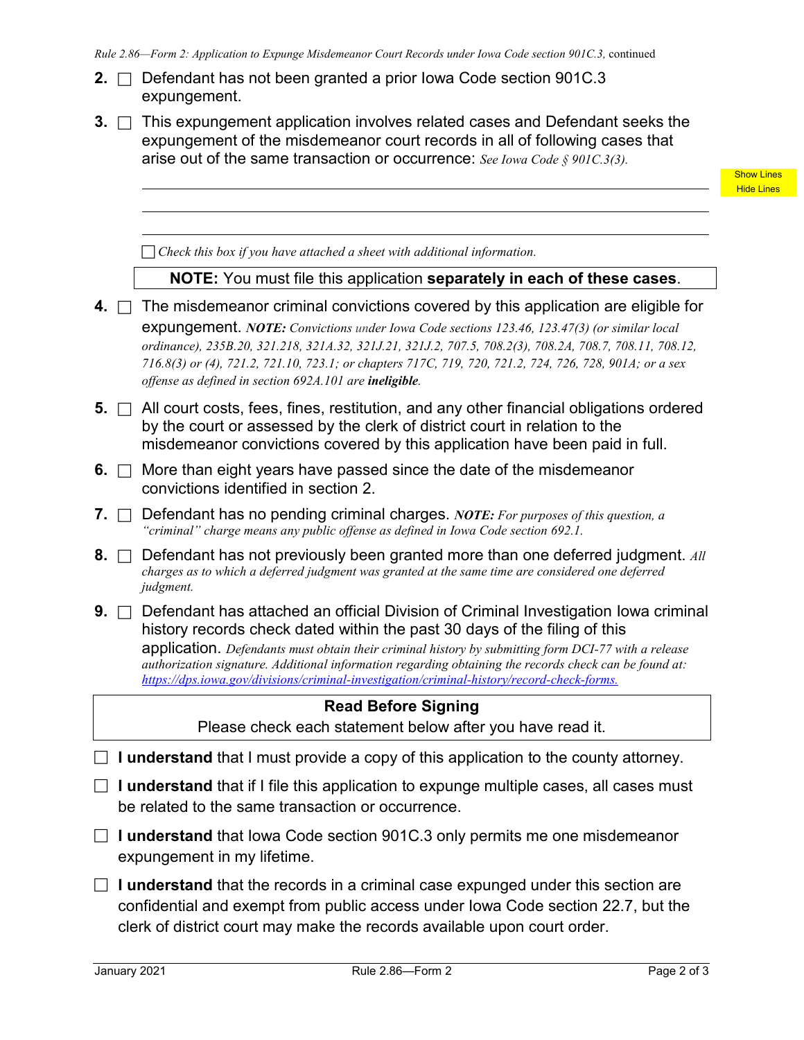2. ☐ Defendant has not been granted a prior Iowa Code section 901C.3 expungement.

3. ☐ This expungement application involves related cases and Defendant seeks the expungement of the misdemeanor court records in all of following cases that arise out of the same transaction or occurrence: *See Iowa Code § 901C.3(3).*

   ______________________________________________

   ______________________________________________

   ______________________________________________

   ☐ *Check this box if you have attached a sheet with additional information.*

   **NOTE:** You must file this application **separately in each of these cases**.

4. ☐ The misdemeanor criminal convictions covered by this application are eligible for expungement. ***NOTE:*** *Convictions under Iowa Code sections 123.46, 123.47(3) (or similar local ordinance), 235B.20, 321.218, 321A.32, 321J.21, 321J.2, 707.5, 708.2(3), 708.2A, 708.7, 708.11, 708.12, 716.8(3) or (4), 721.2, 721.10, 723.1; or chapters 717C, 719, 720, 721.2, 724, 726, 728, 901A; or a sex offense as defined in section 692A.101 are* ***ineligible****.*

5. ☐ All court costs, fees, fines, restitution, and any other financial obligations ordered by the court or assessed by the clerk of district court in relation to the misdemeanor convictions covered by this application have been paid in full.

6. ☐ More than eight years have passed since the date of the misdemeanor convictions identified in section 2.

7. ☐ Defendant has no pending criminal charges. ***NOTE:*** *For purposes of this question, a "criminal" charge means any public offense as defined in Iowa Code section 692.1.*

8. ☐ Defendant has not previously been granted more than one deferred judgment. *All charges as to which a deferred judgment was granted at the same time are considered one deferred judgment.*

9. ☐ Defendant has attached an official Division of Criminal Investigation Iowa criminal history records check dated within the past 30 days of the filing of this application. *Defendants must obtain their criminal history by submitting form DCI-77 with a release authorization signature. Additional information regarding obtaining the records check can be found at: https://dps.iowa.gov/divisions/criminal-investigation/criminal-history/record-check-forms.*

**Read Before Signing**

Please check each statement below after you have read it.

☐ **I understand** that I must provide a copy of this application to the county attorney.

☐ **I understand** that if I file this application to expunge multiple cases, all cases must be related to the same transaction or occurrence.

☐ **I understand** that Iowa Code section 901C.3 only permits me one misdemeanor expungement in my lifetime.

☐ **I understand** that the records in a criminal case expunged under this section are confidential and exempt from public access under Iowa Code section 22.7, but the clerk of district court may make the records available upon court order.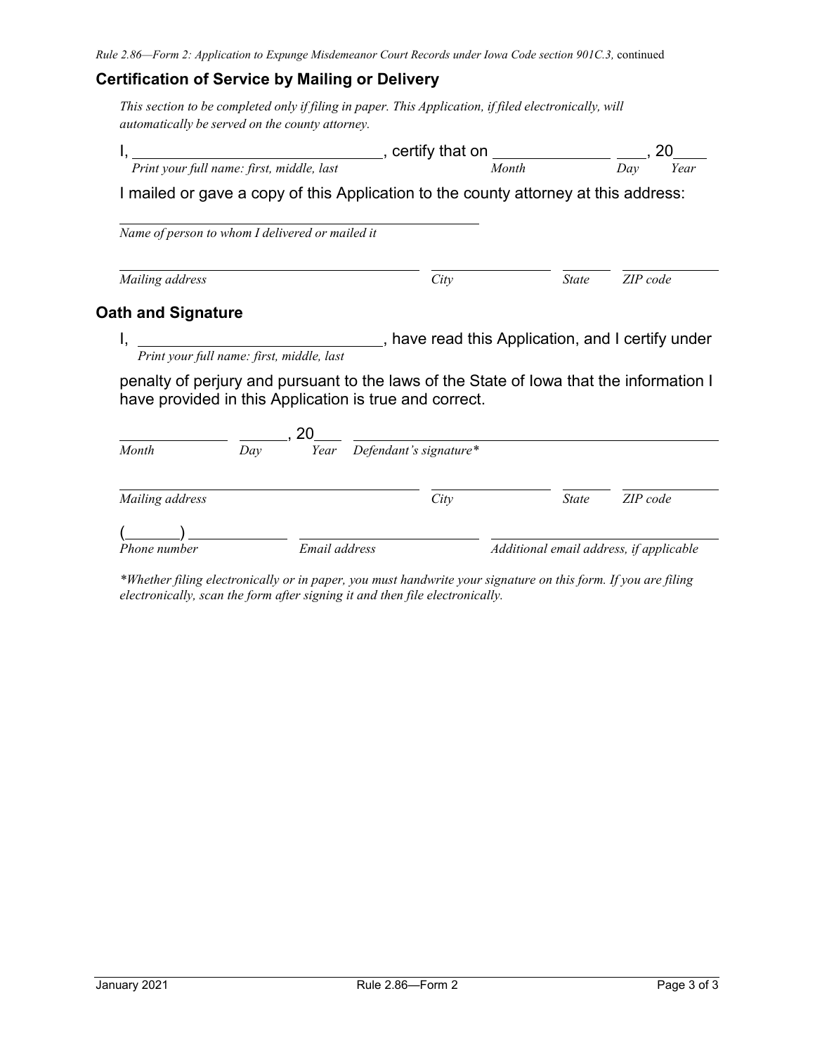*Rule 2.86—Form 2: Application to Expunge Misdemeanor Court Records under Iowa Code section 901C.3,* continued

## Certification of Service by Mailing or Delivery

*This section to be completed only if filing in paper. This Application, if filed electronically, will automatically be served on the county attorney.*

I, ______________________________, certify that on ______________ ____, 20____
*Print your full name: first, middle, last* — *Month* — *Day* — *Year*

I mailed or gave a copy of this Application to the county attorney at this address:

______________________________
*Name of person to whom I delivered or mailed it*

______________________________ ______________ ______ __________
*Mailing address* — *City* — *State* — *ZIP code*

## Oath and Signature

I, ______________________________, have read this Application, and I certify under
*Print your full name: first, middle, last*

penalty of perjury and pursuant to the laws of the State of Iowa that the information I have provided in this Application is true and correct.

______________ ______, 20___ ______________________________
*Month* — *Day* — *Year* — *Defendant's signature**

______________________________ ______________ ______ __________
*Mailing address* — *City* — *State* — *ZIP code*

(_______) ____________ ______________________ ______________________
*Phone number* — *Email address* — *Additional email address, if applicable*

**Whether filing electronically or in paper, you must handwrite your signature on this form. If you are filing electronically, scan the form after signing it and then file electronically.*

January 2021 Rule 2.86—Form 2